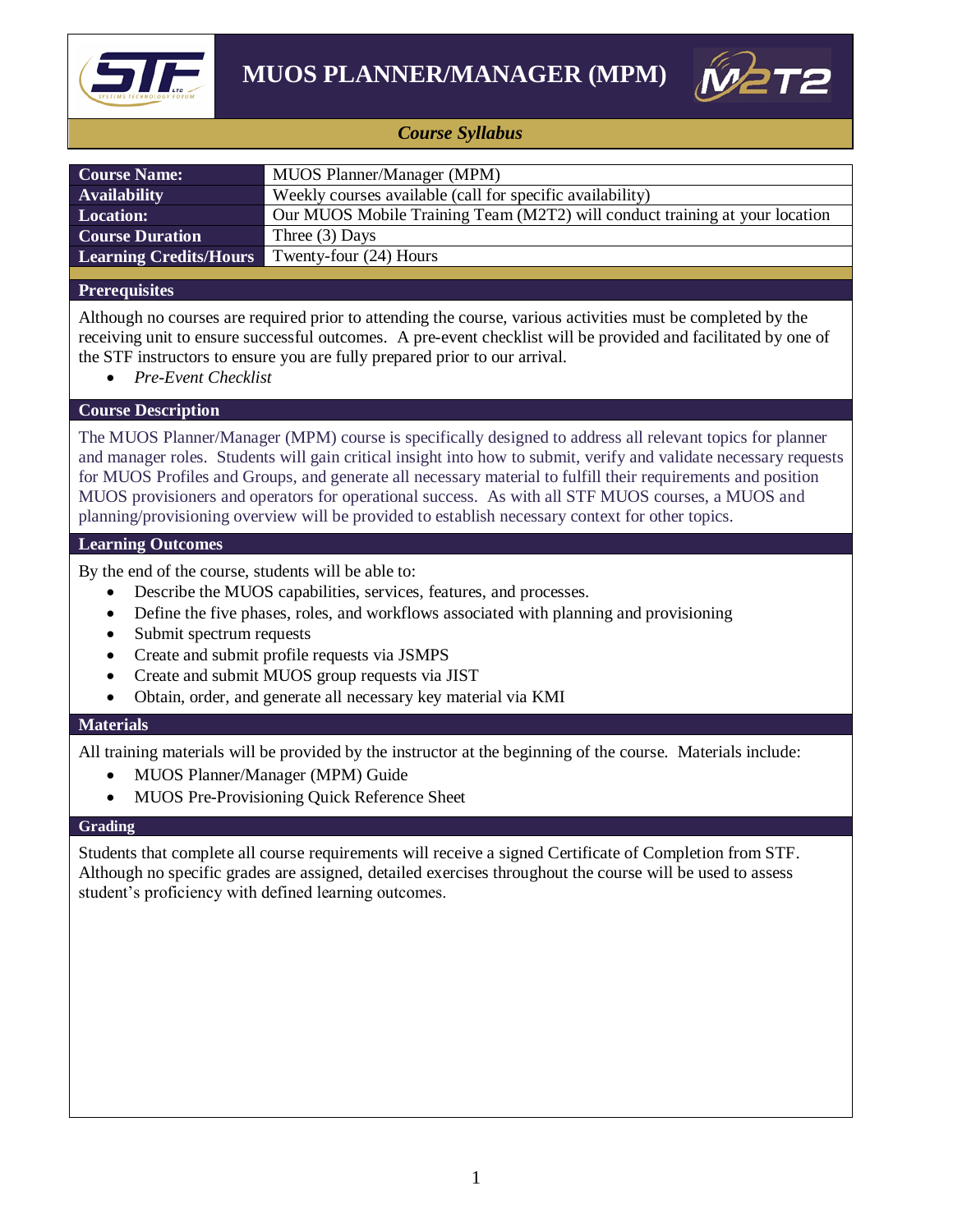# MUOS PLANNER/MANAGER (MPM)

*Course Syllabus*

| **Course Name:** | MUOS Planner/Manager (MPM) |
|---|---|
| **Availability** | Weekly courses available (call for specific availability) |
| **Location:** | Our MUOS Mobile Training Team (M2T2) will conduct training at your location |
| **Course Duration** | Three (3) Days |
| **Learning Credits/Hours** | Twenty-four (24) Hours |

## Prerequisites

Although no courses are required prior to attending the course, various activities must be completed by the receiving unit to ensure successful outcomes. A pre-event checklist will be provided and facilitated by one of the STF instructors to ensure you are fully prepared prior to our arrival.

- *Pre-Event Checklist*

## Course Description

The MUOS Planner/Manager (MPM) course is specifically designed to address all relevant topics for planner and manager roles. Students will gain critical insight into how to submit, verify and validate necessary requests for MUOS Profiles and Groups, and generate all necessary material to fulfill their requirements and position MUOS provisioners and operators for operational success. As with all STF MUOS courses, a MUOS and planning/provisioning overview will be provided to establish necessary context for other topics.

## Learning Outcomes

By the end of the course, students will be able to:

- Describe the MUOS capabilities, services, features, and processes.
- Define the five phases, roles, and workflows associated with planning and provisioning
- Submit spectrum requests
- Create and submit profile requests via JSMPS
- Create and submit MUOS group requests via JIST
- Obtain, order, and generate all necessary key material via KMI

## Materials

All training materials will be provided by the instructor at the beginning of the course. Materials include:

- MUOS Planner/Manager (MPM) Guide
- MUOS Pre-Provisioning Quick Reference Sheet

## Grading

Students that complete all course requirements will receive a signed Certificate of Completion from STF. Although no specific grades are assigned, detailed exercises throughout the course will be used to assess student's proficiency with defined learning outcomes.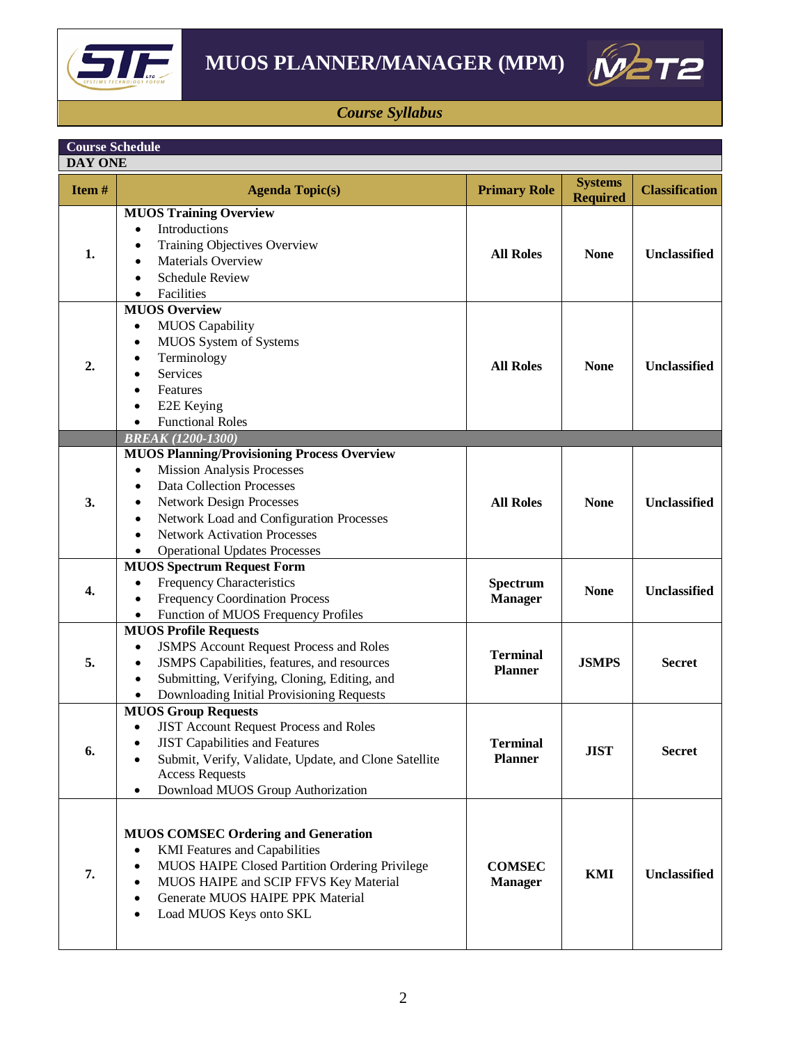# MUOS PLANNER/MANAGER (MPM)

## *Course Syllabus*

### Course Schedule

**DAY ONE**

| Item # | Agenda Topic(s) | Primary Role | Systems Required | Classification |
|---|---|---|---|---|
| **1.** | **MUOS Training Overview**<br>• Introductions<br>• Training Objectives Overview<br>• Materials Overview<br>• Schedule Review<br>• Facilities | **All Roles** | **None** | **Unclassified** |
| **2.** | **MUOS Overview**<br>• MUOS Capability<br>• MUOS System of Systems<br>• Terminology<br>• Services<br>• Features<br>• E2E Keying<br>• Functional Roles | **All Roles** | **None** | **Unclassified** |
| | ***BREAK (1200-1300)*** | | | |
| **3.** | **MUOS Planning/Provisioning Process Overview**<br>• Mission Analysis Processes<br>• Data Collection Processes<br>• Network Design Processes<br>• Network Load and Configuration Processes<br>• Network Activation Processes<br>• Operational Updates Processes | **All Roles** | **None** | **Unclassified** |
| **4.** | **MUOS Spectrum Request Form**<br>• Frequency Characteristics<br>• Frequency Coordination Process<br>• Function of MUOS Frequency Profiles | **Spectrum Manager** | **None** | **Unclassified** |
| **5.** | **MUOS Profile Requests**<br>• JSMPS Account Request Process and Roles<br>• JSMPS Capabilities, features, and resources<br>• Submitting, Verifying, Cloning, Editing, and<br>• Downloading Initial Provisioning Requests | **Terminal Planner** | **JSMPS** | **Secret** |
| **6.** | **MUOS Group Requests**<br>• JIST Account Request Process and Roles<br>• JIST Capabilities and Features<br>• Submit, Verify, Validate, Update, and Clone Satellite Access Requests<br>• Download MUOS Group Authorization | **Terminal Planner** | **JIST** | **Secret** |
| **7.** | **MUOS COMSEC Ordering and Generation**<br>• KMI Features and Capabilities<br>• MUOS HAIPE Closed Partition Ordering Privilege<br>• MUOS HAIPE and SCIP FFVS Key Material<br>• Generate MUOS HAIPE PPK Material<br>• Load MUOS Keys onto SKL | **COMSEC Manager** | **KMI** | **Unclassified** |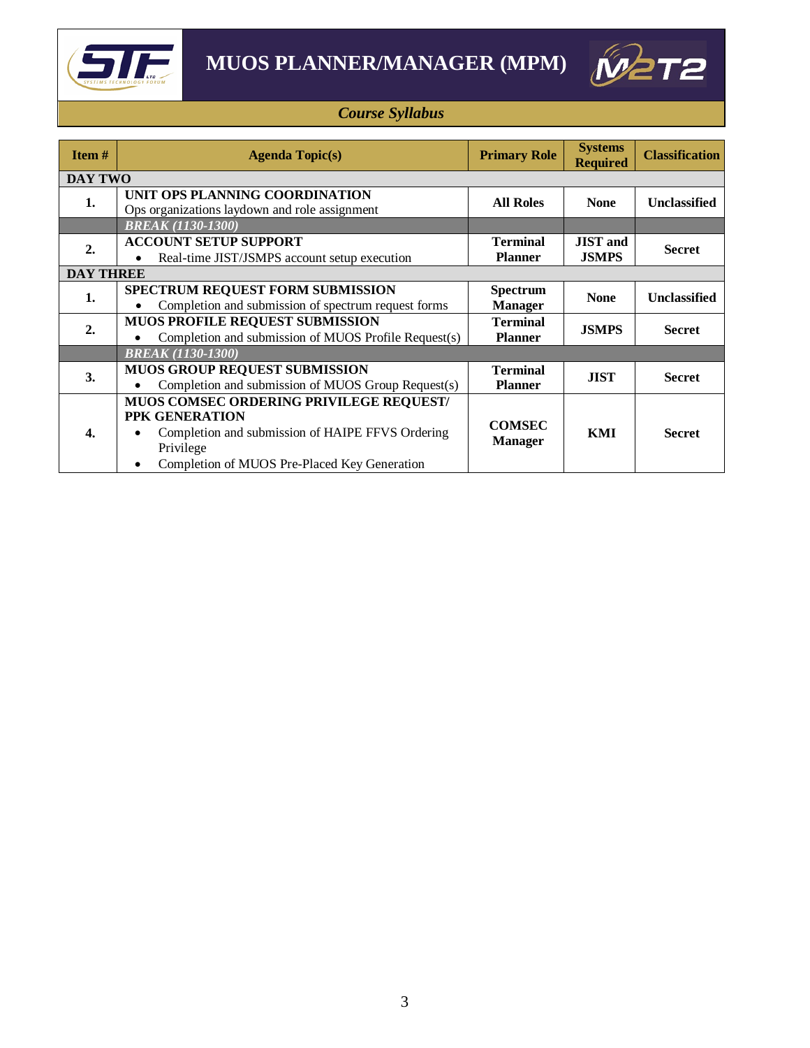# MUOS PLANNER/MANAGER (MPM)

*Course Syllabus*

| Item # | Agenda Topic(s) | Primary Role | Systems Required | Classification |
|---|---|---|---|---|
| **DAY TWO** | | | | |
| **1.** | **UNIT OPS PLANNING COORDINATION**<br>Ops organizations laydown and role assignment | **All Roles** | **None** | **Unclassified** |
| | ***BREAK (1130-1300)*** | | | |
| **2.** | **ACCOUNT SETUP SUPPORT**<br>• Real-time JIST/JSMPS account setup execution | **Terminal Planner** | **JIST and JSMPS** | **Secret** |
| **DAY THREE** | | | | |
| **1.** | **SPECTRUM REQUEST FORM SUBMISSION**<br>• Completion and submission of spectrum request forms | **Spectrum Manager** | **None** | **Unclassified** |
| **2.** | **MUOS PROFILE REQUEST SUBMISSION**<br>• Completion and submission of MUOS Profile Request(s) | **Terminal Planner** | **JSMPS** | **Secret** |
| | ***BREAK (1130-1300)*** | | | |
| **3.** | **MUOS GROUP REQUEST SUBMISSION**<br>• Completion and submission of MUOS Group Request(s) | **Terminal Planner** | **JIST** | **Secret** |
| **4.** | **MUOS COMSEC ORDERING PRIVILEGE REQUEST/ PPK GENERATION**<br>• Completion and submission of HAIPE FFVS Ordering Privilege<br>• Completion of MUOS Pre-Placed Key Generation | **COMSEC Manager** | **KMI** | **Secret** |